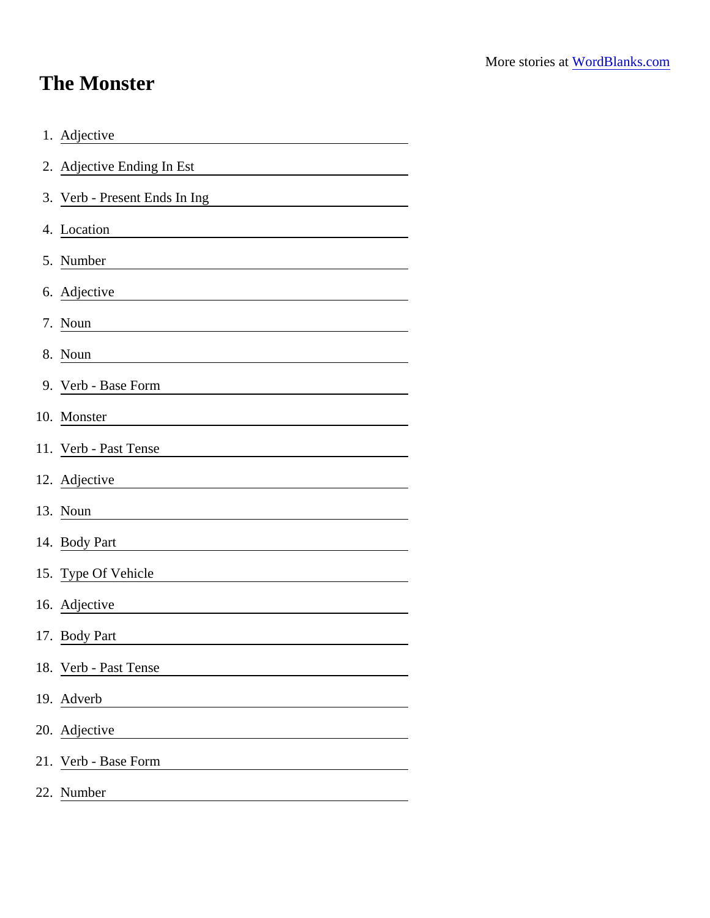More stories at WordBlanks.com

# The Monster

1. Adjective ____________________
2. Adjective Ending In Est ____________________
3. Verb - Present Ends In Ing ____________________
4. Location ____________________
5. Number ____________________
6. Adjective ____________________
7. Noun ____________________
8. Noun ____________________
9. Verb - Base Form ____________________
10. Monster ____________________
11. Verb - Past Tense ____________________
12. Adjective ____________________
13. Noun ____________________
14. Body Part ____________________
15. Type Of Vehicle ____________________
16. Adjective ____________________
17. Body Part ____________________
18. Verb - Past Tense ____________________
19. Adverb ____________________
20. Adjective ____________________
21. Verb - Base Form ____________________
22. Number ____________________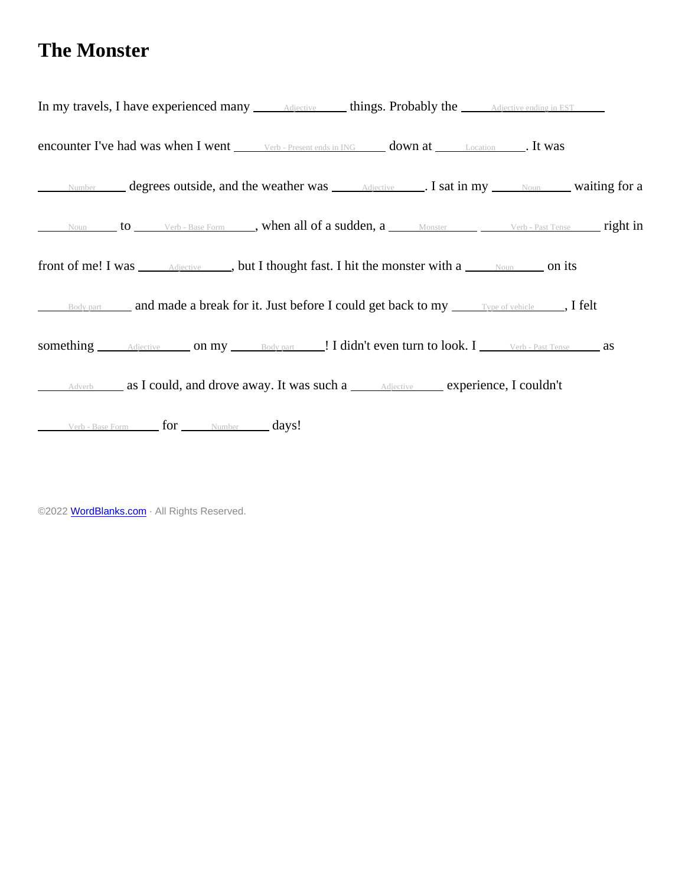# The Monster

In my travels, I have experienced many ____Adjective____ things. Probably the ____Adjective ending in EST____ encounter I've had was when I went ____Verb - Present ends in ING____ down at ____Location____. It was ____Number____ degrees outside, and the weather was ____Adjective____. I sat in my ____Noun____ waiting for a ____Noun____ to ____Verb - Base Form____, when all of a sudden, a ____Monster____ ____Verb - Past Tense____ right in front of me! I was ____Adjective____, but I thought fast. I hit the monster with a ____Noun____ on its ____Body part____ and made a break for it. Just before I could get back to my ____Type of vehicle____, I felt something ____Adjective____ on my ____Body part____! I didn't even turn to look. I ____Verb - Past Tense____ as ____Adverb____ as I could, and drove away. It was such a ____Adjective____ experience, I couldn't ____Verb - Base Form____ for ____Number____ days!

©2022 WordBlanks.com · All Rights Reserved.